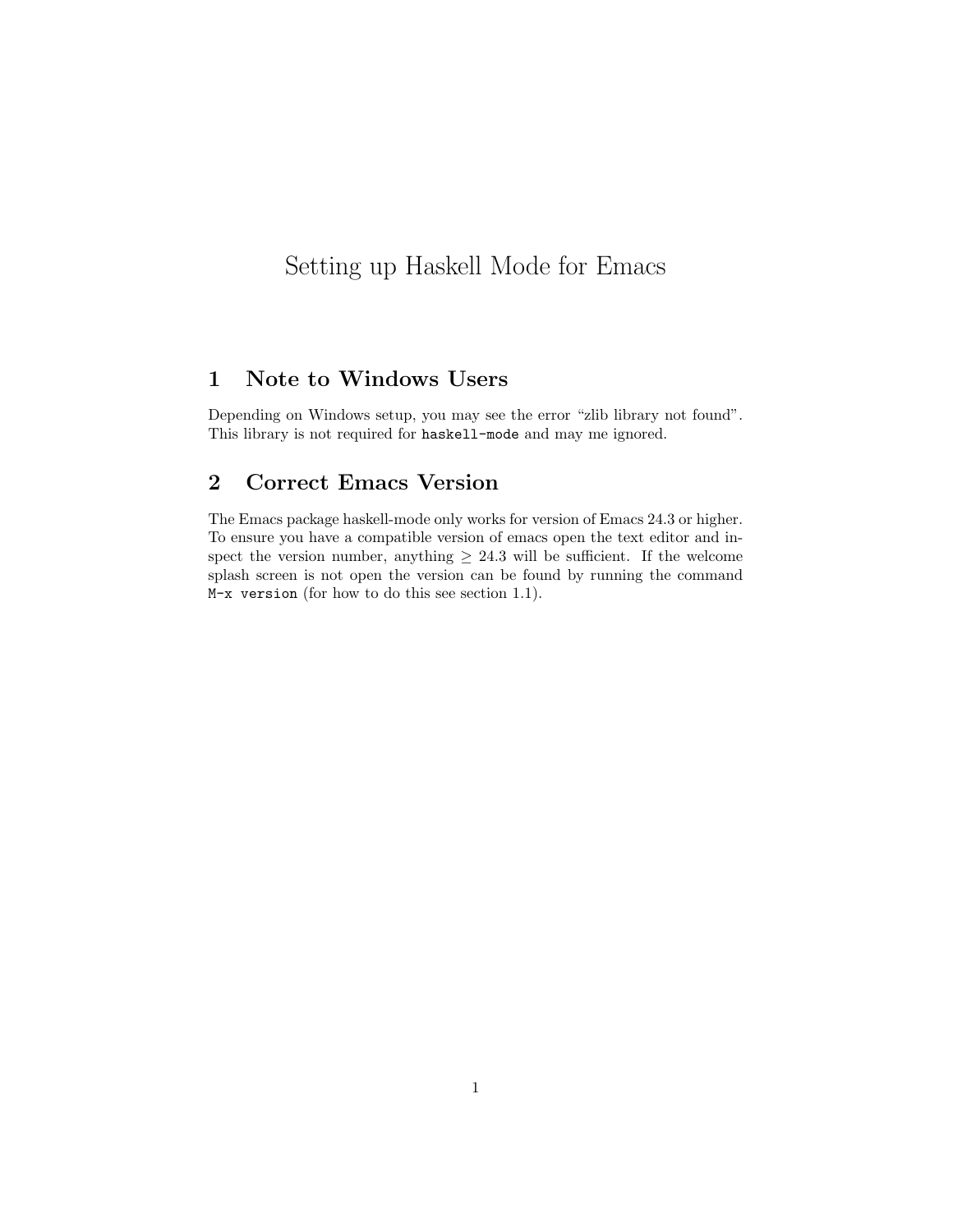# Setting up Haskell Mode for Emacs

## 1 Note to Windows Users

Depending on Windows setup, you may see the error "zlib library not found". This library is not required for `haskell-mode` and may me ignored.

## 2 Correct Emacs Version

The Emacs package haskell-mode only works for version of Emacs 24.3 or higher. To ensure you have a compatible version of emacs open the text editor and inspect the version number, anything $\geq 24.3$ will be sufficient. If the welcome splash screen is not open the version can be found by running the command `M-x version` (for how to do this see section 1.1).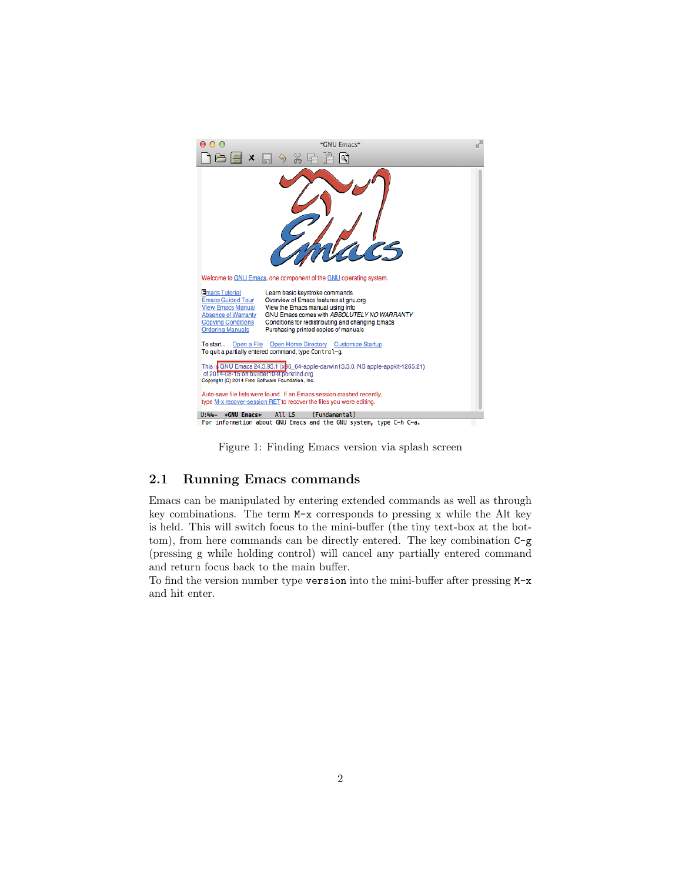Figure 1: Finding Emacs version via splash screen

## 2.1 Running Emacs commands

Emacs can be manipulated by entering extended commands as well as through key combinations. The term `M-x` corresponds to pressing x while the Alt key is held. This will switch focus to the mini-buffer (the tiny text-box at the bottom), from here commands can be directly entered. The key combination `C-g` (pressing g while holding control) will cancel any partially entered command and return focus back to the main buffer.

To find the version number type `version` into the mini-buffer after pressing `M-x` and hit enter.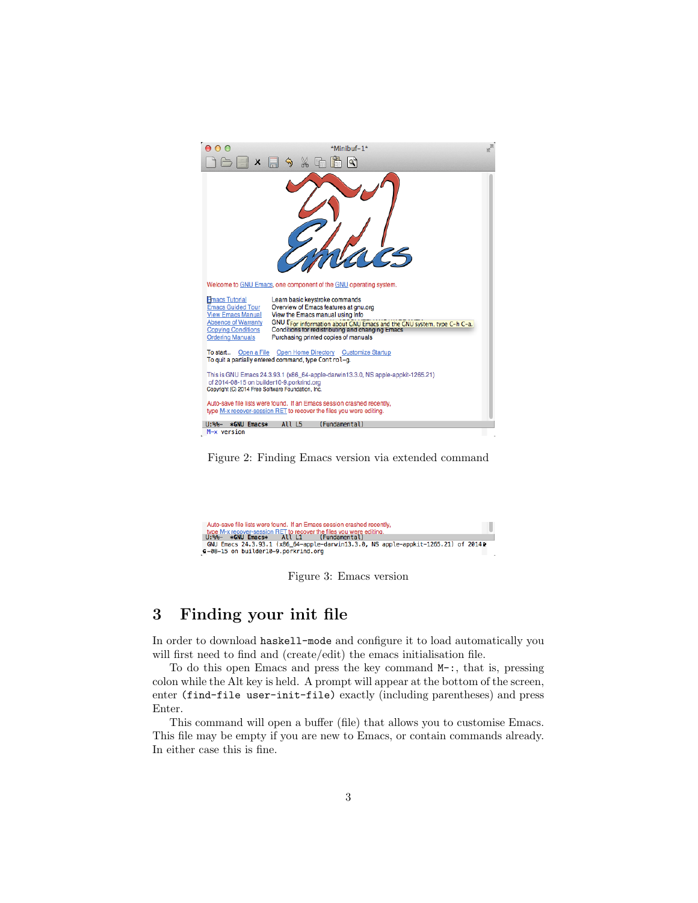Figure 2: Finding Emacs version via extended command

Figure 3: Emacs version

# 3 Finding your init file

In order to download `haskell-mode` and configure it to load automatically you will first need to find and (create/edit) the emacs initialisation file.

To do this open Emacs and press the key command `M-:`, that is, pressing colon while the Alt key is held. A prompt will appear at the bottom of the screen, enter `(find-file user-init-file)` exactly (including parentheses) and press Enter.

This command will open a buffer (file) that allows you to customise Emacs. This file may be empty if you are new to Emacs, or contain commands already. In either case this is fine.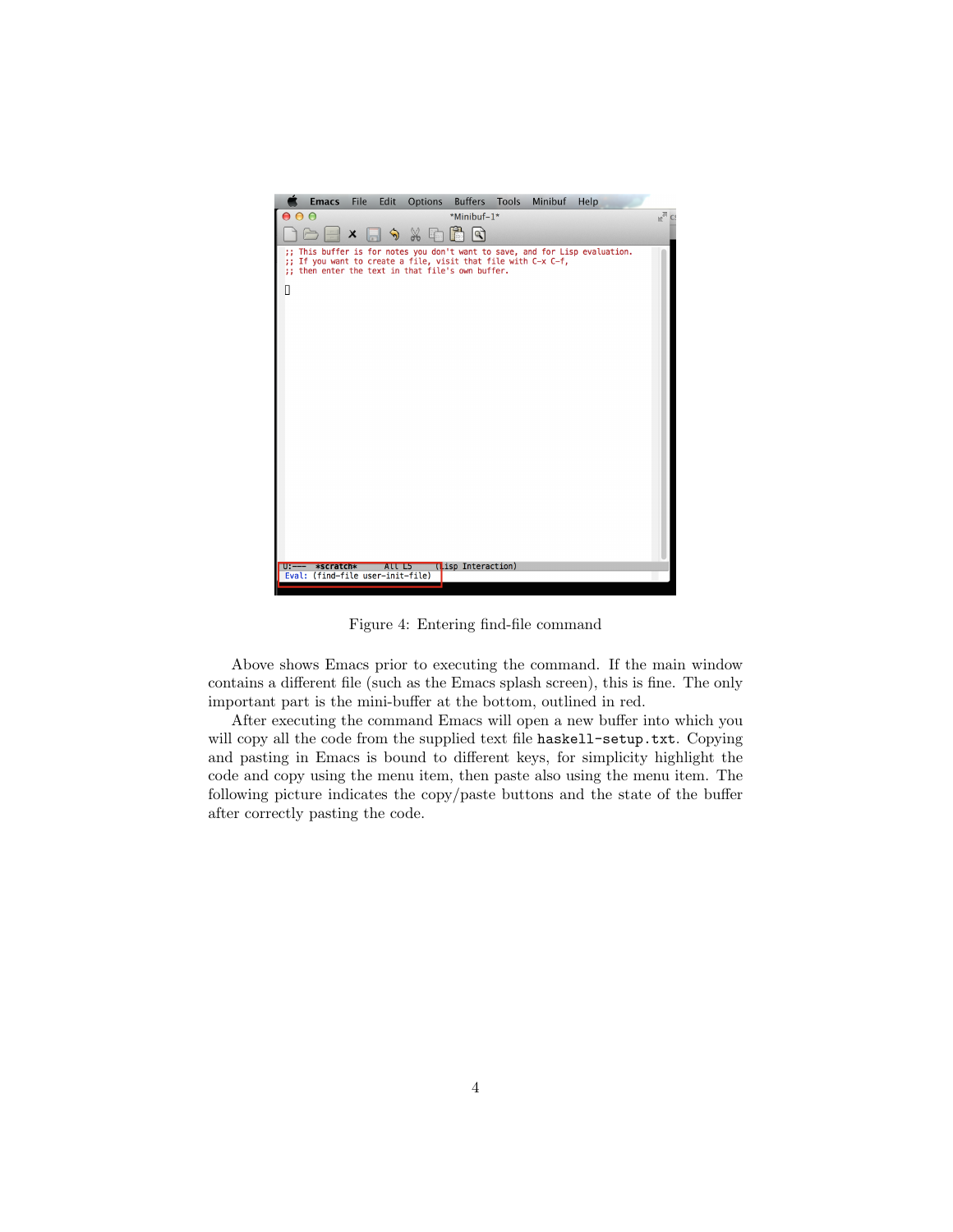Figure 4: Entering find-file command

Above shows Emacs prior to executing the command. If the main window contains a different file (such as the Emacs splash screen), this is fine. The only important part is the mini-buffer at the bottom, outlined in red.

After executing the command Emacs will open a new buffer into which you will copy all the code from the supplied text file `haskell-setup.txt`. Copying and pasting in Emacs is bound to different keys, for simplicity highlight the code and copy using the menu item, then paste also using the menu item. The following picture indicates the copy/paste buttons and the state of the buffer after correctly pasting the code.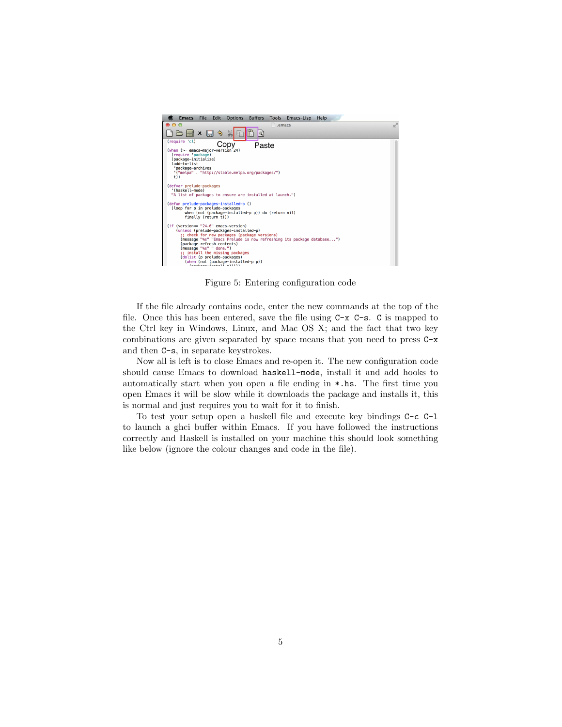Figure 5: Entering configuration code

If the file already contains code, enter the new commands at the top of the file. Once this has been entered, save the file using `C-x C-s`. `C` is mapped to the Ctrl key in Windows, Linux, and Mac OS X; and the fact that two key combinations are given separated by space means that you need to press `C-x` and then `C-s`, in separate keystrokes.

Now all is left is to close Emacs and re-open it. The new configuration code should cause Emacs to download `haskell-mode`, install it and add hooks to automatically start when you open a file ending in `*.hs`. The first time you open Emacs it will be slow while it downloads the package and installs it, this is normal and just requires you to wait for it to finish.

To test your setup open a haskell file and execute key bindings `C-c C-l` to launch a ghci buffer within Emacs. If you have followed the instructions correctly and Haskell is installed on your machine this should look something like below (ignore the colour changes and code in the file).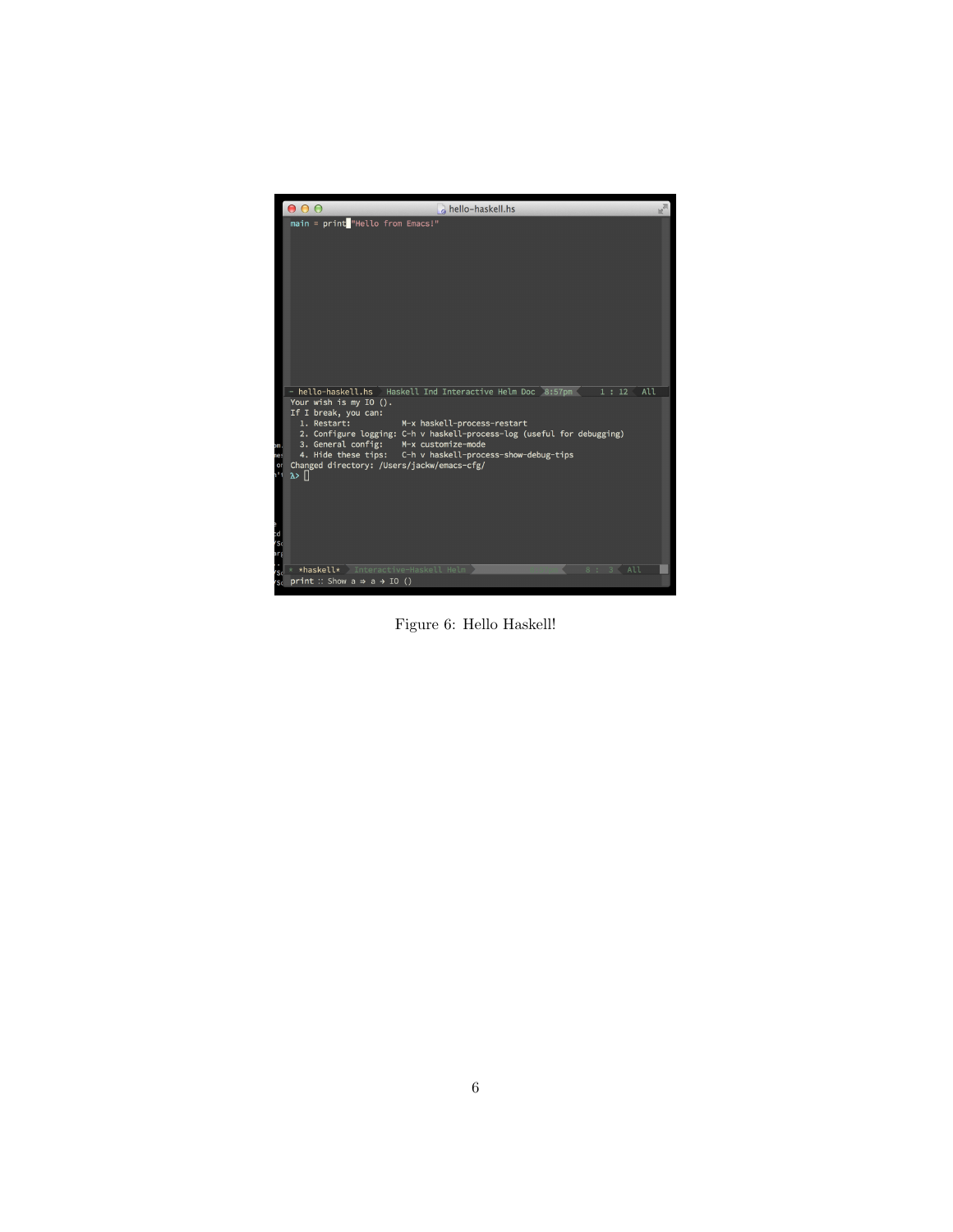Figure 6: Hello Haskell!